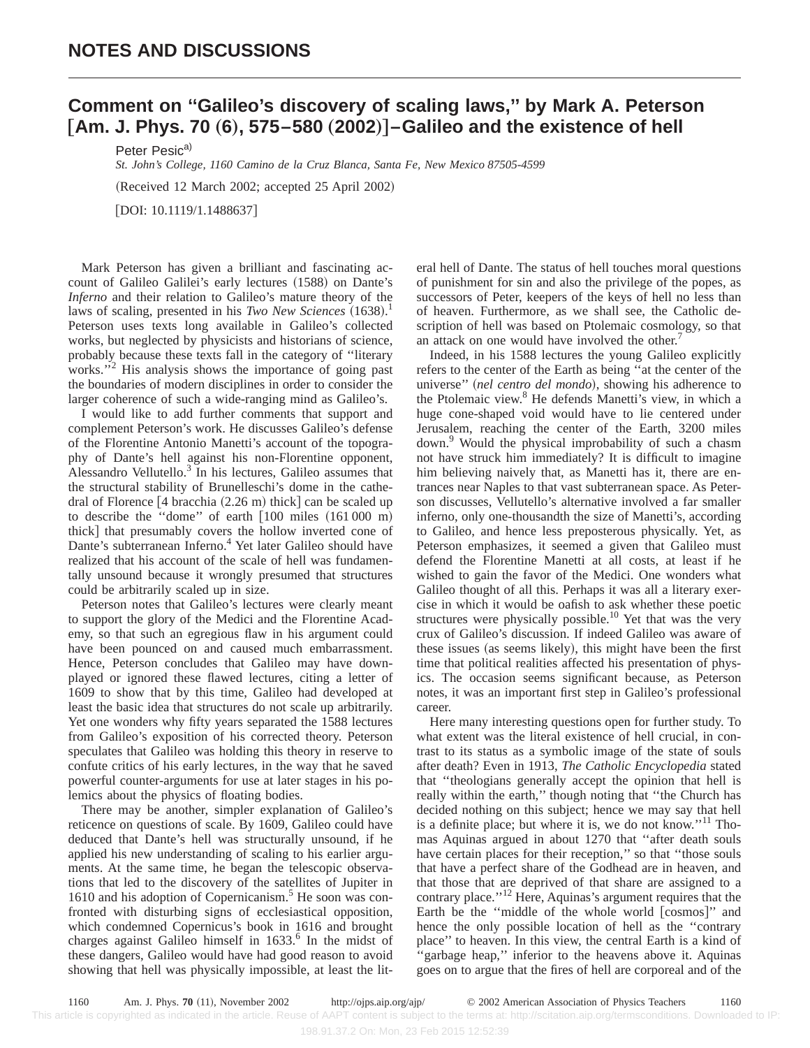# NOTES AND DISCUSSIONS

## Comment on "Galileo's discovery of scaling laws," by Mark A. Peterson [Am. J. Phys. 70 (6), 575–580 (2002)]–Galileo and the existence of hell

Peter Pesic[a)]

*St. John's College, 1160 Camino de la Cruz Blanca, Santa Fe, New Mexico 87505-4599*

(Received 12 March 2002; accepted 25 April 2002)

[DOI: 10.1119/1.1488637]

Mark Peterson has given a brilliant and fascinating account of Galileo Galilei's early lectures (1588) on Dante's *Inferno* and their relation to Galileo's mature theory of the laws of scaling, presented in his *Two New Sciences* (1638).[1] Peterson uses texts long available in Galileo's collected works, but neglected by physicists and historians of science, probably because these texts fall in the category of "literary works."[2] His analysis shows the importance of going past the boundaries of modern disciplines in order to consider the larger coherence of such a wide-ranging mind as Galileo's.

I would like to add further comments that support and complement Peterson's work. He discusses Galileo's defense of the Florentine Antonio Manetti's account of the topography of Dante's hell against his non-Florentine opponent, Alessandro Vellutello.[3] In his lectures, Galileo assumes that the structural stability of Brunelleschi's dome in the cathedral of Florence [4 bracchia (2.26 m) thick] can be scaled up to describe the "dome" of earth [100 miles (161 000 m) thick] that presumably covers the hollow inverted cone of Dante's subterranean Inferno.[4] Yet later Galileo should have realized that his account of the scale of hell was fundamentally unsound because it wrongly presumed that structures could be arbitrarily scaled up in size.

Peterson notes that Galileo's lectures were clearly meant to support the glory of the Medici and the Florentine Academy, so that such an egregious flaw in his argument could have been pounced on and caused much embarrassment. Hence, Peterson concludes that Galileo may have downplayed or ignored these flawed lectures, citing a letter of 1609 to show that by this time, Galileo had developed at least the basic idea that structures do not scale up arbitrarily. Yet one wonders why fifty years separated the 1588 lectures from Galileo's exposition of his corrected theory. Peterson speculates that Galileo was holding this theory in reserve to confute critics of his early lectures, in the way that he saved powerful counter-arguments for use at later stages in his polemics about the physics of floating bodies.

There may be another, simpler explanation of Galileo's reticence on questions of scale. By 1609, Galileo could have deduced that Dante's hell was structurally unsound, if he applied his new understanding of scaling to his earlier arguments. At the same time, he began the telescopic observations that led to the discovery of the satellites of Jupiter in 1610 and his adoption of Copernicanism.[5] He soon was confronted with disturbing signs of ecclesiastical opposition, which condemned Copernicus's book in 1616 and brought charges against Galileo himself in 1633.[6] In the midst of these dangers, Galileo would have had good reason to avoid showing that hell was physically impossible, at least the literal hell of Dante. The status of hell touches moral questions of punishment for sin and also the privilege of the popes, as successors of Peter, keepers of the keys of hell no less than of heaven. Furthermore, as we shall see, the Catholic description of hell was based on Ptolemaic cosmology, so that an attack on one would have involved the other.[7]

Indeed, in his 1588 lectures the young Galileo explicitly refers to the center of the Earth as being "at the center of the universe" (*nel centro del mondo*), showing his adherence to the Ptolemaic view.[8] He defends Manetti's view, in which a huge cone-shaped void would have to lie centered under Jerusalem, reaching the center of the Earth, 3200 miles down.[9] Would the physical improbability of such a chasm not have struck him immediately? It is difficult to imagine him believing naively that, as Manetti has it, there are entrances near Naples to that vast subterranean space. As Peterson discusses, Vellutello's alternative involved a far smaller inferno, only one-thousandth the size of Manetti's, according to Galileo, and hence less preposterous physically. Yet, as Peterson emphasizes, it seemed a given that Galileo must defend the Florentine Manetti at all costs, at least if he wished to gain the favor of the Medici. One wonders what Galileo thought of all this. Perhaps it was all a literary exercise in which it would be oafish to ask whether these poetic structures were physically possible.[10] Yet that was the very crux of Galileo's discussion. If indeed Galileo was aware of these issues (as seems likely), this might have been the first time that political realities affected his presentation of physics. The occasion seems significant because, as Peterson notes, it was an important first step in Galileo's professional career.

Here many interesting questions open for further study. To what extent was the literal existence of hell crucial, in contrast to its status as a symbolic image of the state of souls after death? Even in 1913, *The Catholic Encyclopedia* stated that "theologians generally accept the opinion that hell is really within the earth," though noting that "the Church has decided nothing on this subject; hence we may say that hell is a definite place; but where it is, we do not know."[11] Thomas Aquinas argued in about 1270 that "after death souls have certain places for their reception," so that "those souls that have a perfect share of the Godhead are in heaven, and that those that are deprived of that share are assigned to a contrary place."[12] Here, Aquinas's argument requires that the Earth be the "middle of the whole world [cosmos]" and hence the only possible location of hell as the "contrary place" to heaven. In this view, the central Earth is a kind of "garbage heap," inferior to the heavens above it. Aquinas goes on to argue that the fires of hell are corporeal and of the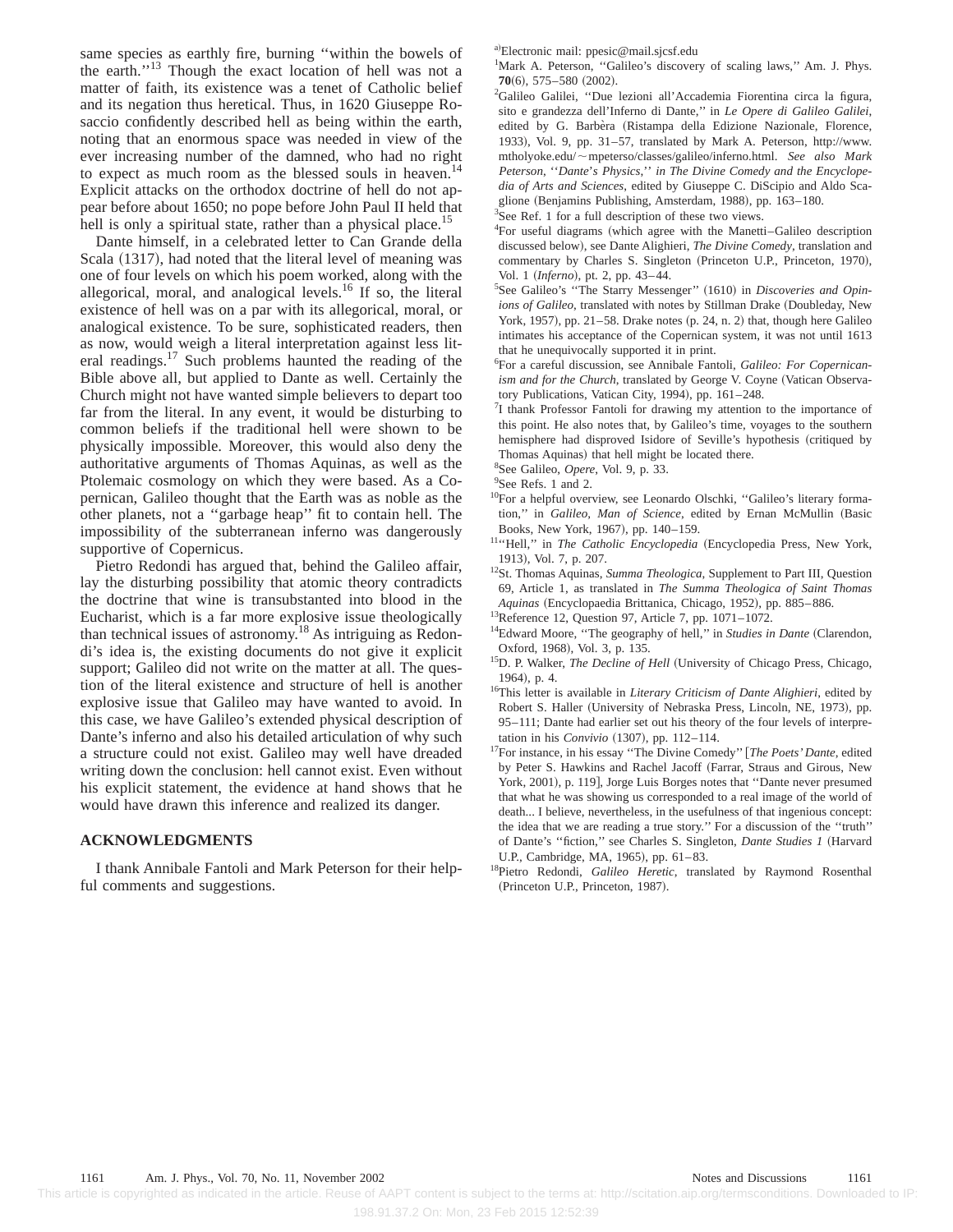same species as earthly fire, burning ''within the bowels of the earth.''[13] Though the exact location of hell was not a matter of faith, its existence was a tenet of Catholic belief and its negation thus heretical. Thus, in 1620 Giuseppe Rosaccio confidently described hell as being within the earth, noting that an enormous space was needed in view of the ever increasing number of the damned, who had no right to expect as much room as the blessed souls in heaven.[14] Explicit attacks on the orthodox doctrine of hell do not appear before about 1650; no pope before John Paul II held that hell is only a spiritual state, rather than a physical place.[15]

Dante himself, in a celebrated letter to Can Grande della Scala (1317), had noted that the literal level of meaning was one of four levels on which his poem worked, along with the allegorical, moral, and analogical levels.[16] If so, the literal existence of hell was on a par with its allegorical, moral, or analogical existence. To be sure, sophisticated readers, then as now, would weigh a literal interpretation against less literal readings.[17] Such problems haunted the reading of the Bible above all, but applied to Dante as well. Certainly the Church might not have wanted simple believers to depart too far from the literal. In any event, it would be disturbing to common beliefs if the traditional hell were shown to be physically impossible. Moreover, this would also deny the authoritative arguments of Thomas Aquinas, as well as the Ptolemaic cosmology on which they were based. As a Copernican, Galileo thought that the Earth was as noble as the other planets, not a ''garbage heap'' fit to contain hell. The impossibility of the subterranean inferno was dangerously supportive of Copernicus.

Pietro Redondi has argued that, behind the Galileo affair, lay the disturbing possibility that atomic theory contradicts the doctrine that wine is transubstanted into blood in the Eucharist, which is a far more explosive issue theologically than technical issues of astronomy.[18] As intriguing as Redondi's idea is, the existing documents do not give it explicit support; Galileo did not write on the matter at all. The question of the literal existence and structure of hell is another explosive issue that Galileo may have wanted to avoid. In this case, we have Galileo's extended physical description of Dante's inferno and also his detailed articulation of why such a structure could not exist. Galileo may well have dreaded writing down the conclusion: hell cannot exist. Even without his explicit statement, the evidence at hand shows that he would have drawn this inference and realized its danger.

## ACKNOWLEDGMENTS

I thank Annibale Fantoli and Mark Peterson for their helpful comments and suggestions.

[a]Electronic mail: ppesic@mail.sjcsf.edu

[1]Mark A. Peterson, ''Galileo's discovery of scaling laws,'' Am. J. Phys. **70**(6), 575–580 (2002).

[2]Galileo Galilei, ''Due lezioni all'Accademia Fiorentina circa la figura, sito e grandezza dell'Inferno di Dante,'' in *Le Opere di Galileo Galilei*, edited by G. Barbèra (Ristampa della Edizione Nazionale, Florence, 1933), Vol. 9, pp. 31–57, translated by Mark A. Peterson, http://www.mtholyoke.edu/~mpeterso/classes/galileo/inferno.html. *See also Mark Peterson, ''Dante's Physics,'' in The Divine Comedy and the Encyclopedia of Arts and Sciences*, edited by Giuseppe C. DiScipio and Aldo Scaglione (Benjamins Publishing, Amsterdam, 1988), pp. 163–180.

[3]See Ref. 1 for a full description of these two views.

[4]For useful diagrams (which agree with the Manetti–Galileo description discussed below), see Dante Alighieri, *The Divine Comedy*, translation and commentary by Charles S. Singleton (Princeton U.P., Princeton, 1970), Vol. 1 (*Inferno*), pt. 2, pp. 43–44.

[5]See Galileo's ''The Starry Messenger'' (1610) in *Discoveries and Opinions of Galileo*, translated with notes by Stillman Drake (Doubleday, New York, 1957), pp. 21–58. Drake notes (p. 24, n. 2) that, though here Galileo intimates his acceptance of the Copernican system, it was not until 1613 that he unequivocally supported it in print.

[6]For a careful discussion, see Annibale Fantoli, *Galileo: For Copernicanism and for the Church*, translated by George V. Coyne (Vatican Observatory Publications, Vatican City, 1994), pp. 161–248.

[7]I thank Professor Fantoli for drawing my attention to the importance of this point. He also notes that, by Galileo's time, voyages to the southern hemisphere had disproved Isidore of Seville's hypothesis (critiqued by Thomas Aquinas) that hell might be located there.

[8]See Galileo, *Opere*, Vol. 9, p. 33.

[9]See Refs. 1 and 2.

[10]For a helpful overview, see Leonardo Olschki, ''Galileo's literary formation,'' in *Galileo, Man of Science*, edited by Ernan McMullin (Basic Books, New York, 1967), pp. 140–159.

[11]''Hell,'' in *The Catholic Encyclopedia* (Encyclopedia Press, New York, 1913), Vol. 7, p. 207.

[12]St. Thomas Aquinas, *Summa Theologica*, Supplement to Part III, Question 69, Article 1, as translated in *The Summa Theologica of Saint Thomas Aquinas* (Encyclopaedia Brittanica, Chicago, 1952), pp. 885–886.

[13]Reference 12, Question 97, Article 7, pp. 1071–1072.

[14]Edward Moore, ''The geography of hell,'' in *Studies in Dante* (Clarendon, Oxford, 1968), Vol. 3, p. 135.

[15]D. P. Walker, *The Decline of Hell* (University of Chicago Press, Chicago, 1964), p. 4.

[16]This letter is available in *Literary Criticism of Dante Alighieri*, edited by Robert S. Haller (University of Nebraska Press, Lincoln, NE, 1973), pp. 95–111; Dante had earlier set out his theory of the four levels of interpretation in his *Convivio* (1307), pp. 112–114.

[17]For instance, in his essay ''The Divine Comedy'' [*The Poets' Dante*, edited by Peter S. Hawkins and Rachel Jacoff (Farrar, Straus and Girous, New York, 2001), p. 119], Jorge Luis Borges notes that ''Dante never presumed that what he was showing us corresponded to a real image of the world of death... I believe, nevertheless, in the usefulness of that ingenious concept: the idea that we are reading a true story.'' For a discussion of the ''truth'' of Dante's ''fiction,'' see Charles S. Singleton, *Dante Studies 1* (Harvard U.P., Cambridge, MA, 1965), pp. 61–83.

[18]Pietro Redondi, *Galileo Heretic*, translated by Raymond Rosenthal (Princeton U.P., Princeton, 1987).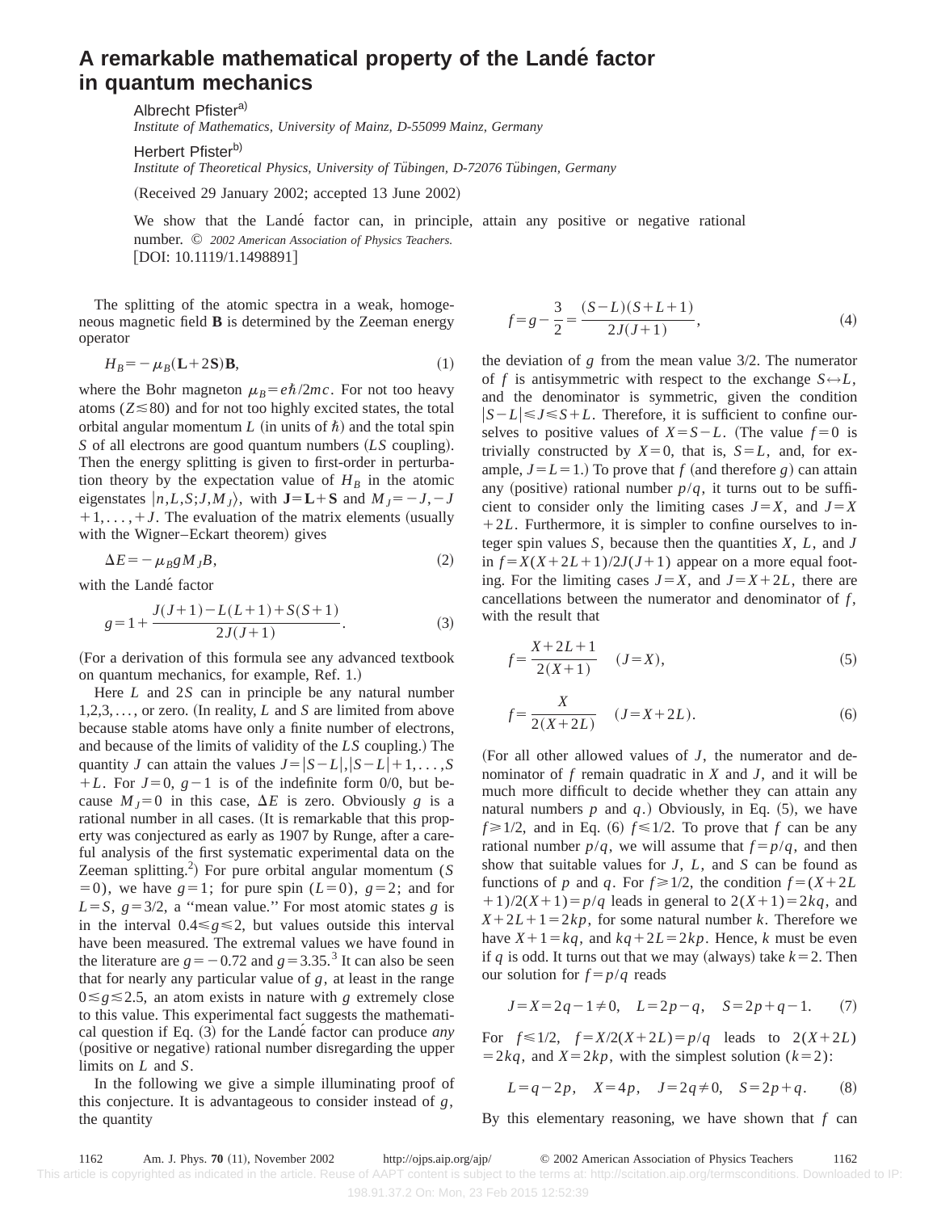# A remarkable mathematical property of the Landé factor in quantum mechanics

Albrecht Pfister[a)]
*Institute of Mathematics, University of Mainz, D-55099 Mainz, Germany*

Herbert Pfister[b)]
*Institute of Theoretical Physics, University of Tübingen, D-72076 Tübingen, Germany*

(Received 29 January 2002; accepted 13 June 2002)

We show that the Landé factor can, in principle, attain any positive or negative rational number. © *2002 American Association of Physics Teachers.*
[DOI: 10.1119/1.1498891]

The splitting of the atomic spectra in a weak, homogeneous magnetic field **B** is determined by the Zeeman energy operator

$$H_B = -\mu_B(\mathbf{L}+2\mathbf{S})\mathbf{B}, \tag{1}$$

where the Bohr magneton $\mu_B = e\hbar/2mc$. For not too heavy atoms ($Z \lesssim 80$) and for not too highly excited states, the total orbital angular momentum $L$ (in units of $\hbar$) and the total spin $S$ of all electrons are good quantum numbers ($LS$ coupling). Then the energy splitting is given to first-order in perturbation theory by the expectation value of $H_B$ in the atomic eigenstates $|n,L,S;J,M_J\rangle$, with $\mathbf{J}=\mathbf{L}+\mathbf{S}$ and $M_J = -J, -J+1, \ldots, +J$. The evaluation of the matrix elements (usually with the Wigner–Eckart theorem) gives

$$\Delta E = -\mu_B g M_J B, \tag{2}$$

with the Landé factor

$$g = 1 + \frac{J(J+1) - L(L+1) + S(S+1)}{2J(J+1)}. \tag{3}$$

(For a derivation of this formula see any advanced textbook on quantum mechanics, for example, Ref. 1.)

Here $L$ and $2S$ can in principle be any natural number $1,2,3,\ldots$, or zero. (In reality, $L$ and $S$ are limited from above because stable atoms have only a finite number of electrons, and because of the limits of validity of the $LS$ coupling.) The quantity $J$ can attain the values $J = |S-L|, |S-L|+1, \ldots, S+L$. For $J=0$, $g-1$ is of the indefinite form 0/0, but because $M_J = 0$ in this case, $\Delta E$ is zero. Obviously $g$ is a rational number in all cases. (It is remarkable that this property was conjectured as early as 1907 by Runge, after a careful analysis of the first systematic experimental data on the Zeeman splitting.[2]) For pure orbital angular momentum ($S=0$), we have $g=1$; for pure spin ($L=0$), $g=2$; and for $L=S$, $g=3/2$, a "mean value." For most atomic states $g$ is in the interval $0.4 \leq g \leq 2$, but values outside this interval have been measured. The extremal values we have found in the literature are $g=-0.72$ and $g=3.35$.[3] It can also be seen that for nearly any particular value of $g$, at least in the range $0 \lesssim g \lesssim 2.5$, an atom exists in nature with $g$ extremely close to this value. This experimental fact suggests the mathematical question if Eq. (3) for the Landé factor can produce *any* (positive or negative) rational number disregarding the upper limits on $L$ and $S$.

In the following we give a simple illuminating proof of this conjecture. It is advantageous to consider instead of $g$, the quantity

$$f = g - \frac{3}{2} = \frac{(S-L)(S+L+1)}{2J(J+1)}, \tag{4}$$

the deviation of $g$ from the mean value 3/2. The numerator of $f$ is antisymmetric with respect to the exchange $S \leftrightarrow L$, and the denominator is symmetric, given the condition $|S-L| \leq J \leq S+L$. Therefore, it is sufficient to confine ourselves to positive values of $X = S-L$. (The value $f=0$ is trivially constructed by $X=0$, that is, $S=L$, and, for example, $J=L=1$.) To prove that $f$ (and therefore $g$) can attain any (positive) rational number $p/q$, it turns out to be sufficient to consider only the limiting cases $J=X$, and $J=X+2L$. Furthermore, it is simpler to confine ourselves to integer spin values $S$, because then the quantities $X$, $L$, and $J$ in $f = X(X+2L+1)/2J(J+1)$ appear on a more equal footing. For the limiting cases $J=X$, and $J=X+2L$, there are cancellations between the numerator and denominator of $f$, with the result that

$$f = \frac{X+2L+1}{2(X+1)} \quad (J=X), \tag{5}$$

$$f = \frac{X}{2(X+2L)} \quad (J=X+2L). \tag{6}$$

(For all other allowed values of $J$, the numerator and denominator of $f$ remain quadratic in $X$ and $J$, and it will be much more difficult to decide whether they can attain any natural numbers $p$ and $q$.) Obviously, in Eq. (5), we have $f \geq 1/2$, and in Eq. (6) $f \leq 1/2$. To prove that $f$ can be any rational number $p/q$, we will assume that $f = p/q$, and then show that suitable values for $J$, $L$, and $S$ can be found as functions of $p$ and $q$. For $f \geq 1/2$, the condition $f = (X+2L+1)/2(X+1) = p/q$ leads in general to $2(X+1) = 2kq$, and $X+2L+1 = 2kp$, for some natural number $k$. Therefore we have $X+1 = kq$, and $kq+2L = 2kp$. Hence, $k$ must be even if $q$ is odd. It turns out that we may (always) take $k=2$. Then our solution for $f = p/q$ reads

$$J = X = 2q-1 \neq 0, \quad L = 2p-q, \quad S = 2p+q-1. \tag{7}$$

For $f \leq 1/2$, $f = X/2(X+2L) = p/q$ leads to $2(X+2L) = 2kq$, and $X = 2kp$, with the simplest solution ($k=2$):

$$L = q-2p, \quad X = 4p, \quad J = 2q \neq 0, \quad S = 2p+q. \tag{8}$$

By this elementary reasoning, we have shown that $f$ can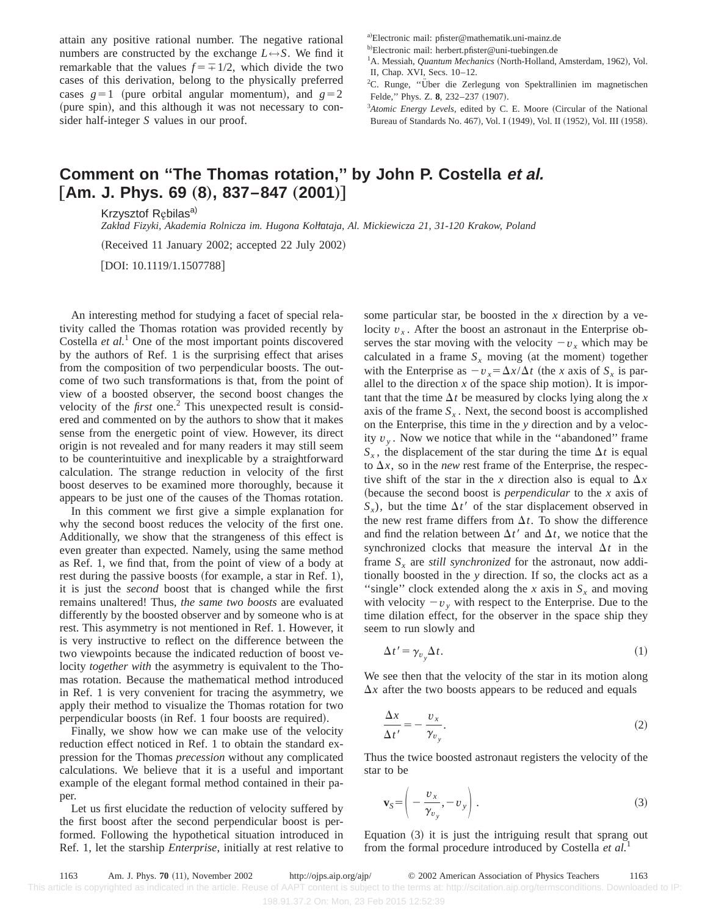attain any positive rational number. The negative rational numbers are constructed by the exchange $L \leftrightarrow S$. We find it remarkable that the values $f = \mp 1/2$, which divide the two cases of this derivation, belong to the physically preferred cases $g=1$ (pure orbital angular momentum), and $g=2$ (pure spin), and this although it was not necessary to consider half-integer $S$ values in our proof.

[a]Electronic mail: pfister@mathematik.uni-mainz.de

[b]Electronic mail: herbert.pfister@uni-tuebingen.de

[1]A. Messiah, *Quantum Mechanics* (North-Holland, Amsterdam, 1962), Vol. II, Chap. XVI, Secs. 10–12.

[2]C. Runge, "Über die Zerlegung von Spektrallinien im magnetischen Felde," Phys. Z. **8**, 232–237 (1907).

[3]*Atomic Energy Levels*, edited by C. E. Moore (Circular of the National Bureau of Standards No. 467), Vol. I (1949), Vol. II (1952), Vol. III (1958).

# Comment on "The Thomas rotation," by John P. Costella *et al.* [Am. J. Phys. 69 (8), 837–847 (2001)]

Krzysztof Rębilas[a]

*Zakład Fizyki, Akademia Rolnicza im. Hugona Kołłataja, Al. Mickiewicza 21, 31-120 Krakow, Poland*

(Received 11 January 2002; accepted 22 July 2002)

[DOI: 10.1119/1.1507788]

An interesting method for studying a facet of special relativity called the Thomas rotation was provided recently by Costella *et al.*[1] One of the most important points discovered by the authors of Ref. 1 is the surprising effect that arises from the composition of two perpendicular boosts. The outcome of two such transformations is that, from the point of view of a boosted observer, the second boost changes the velocity of the *first* one.[2] This unexpected result is considered and commented on by the authors to show that it makes sense from the energetic point of view. However, its direct origin is not revealed and for many readers it may still seem to be counterintuitive and inexplicable by a straightforward calculation. The strange reduction in velocity of the first boost deserves to be examined more thoroughly, because it appears to be just one of the causes of the Thomas rotation.

In this comment we first give a simple explanation for why the second boost reduces the velocity of the first one. Additionally, we show that the strangeness of this effect is even greater than expected. Namely, using the same method as Ref. 1, we find that, from the point of view of a body at rest during the passive boosts (for example, a star in Ref. 1), it is just the *second* boost that is changed while the first remains unaltered! Thus, *the same two boosts* are evaluated differently by the boosted observer and by someone who is at rest. This asymmetry is not mentioned in Ref. 1. However, it is very instructive to reflect on the difference between the two viewpoints because the indicated reduction of boost velocity *together with* the asymmetry is equivalent to the Thomas rotation. Because the mathematical method introduced in Ref. 1 is very convenient for tracing the asymmetry, we apply their method to visualize the Thomas rotation for two perpendicular boosts (in Ref. 1 four boosts are required).

Finally, we show how we can make use of the velocity reduction effect noticed in Ref. 1 to obtain the standard expression for the Thomas *precession* without any complicated calculations. We believe that it is a useful and important example of the elegant formal method contained in their paper.

Let us first elucidate the reduction of velocity suffered by the first boost after the second perpendicular boost is performed. Following the hypothetical situation introduced in Ref. 1, let the starship *Enterprise*, initially at rest relative to some particular star, be boosted in the $x$ direction by a velocity $v_x$. After the boost an astronaut in the Enterprise observes the star moving with the velocity $-v_x$ which may be calculated in a frame $S_x$ moving (at the moment) together with the Enterprise as $-v_x = \Delta x / \Delta t$ (the $x$ axis of $S_x$ is parallel to the direction $x$ of the space ship motion). It is important that the time $\Delta t$ be measured by clocks lying along the $x$ axis of the frame $S_x$. Next, the second boost is accomplished on the Enterprise, this time in the $y$ direction and by a velocity $v_y$. Now we notice that while in the "abandoned" frame $S_x$, the displacement of the star during the time $\Delta t$ is equal to $\Delta x$, so in the *new* rest frame of the Enterprise, the respective shift of the star in the $x$ direction also is equal to $\Delta x$ (because the second boost is *perpendicular* to the $x$ axis of $S_x$), but the time $\Delta t'$ of the star displacement observed in the new rest frame differs from $\Delta t$. To show the difference and find the relation between $\Delta t'$ and $\Delta t$, we notice that the synchronized clocks that measure the interval $\Delta t$ in the frame $S_x$ are *still synchronized* for the astronaut, now additionally boosted in the $y$ direction. If so, the clocks act as a "single" clock extended along the $x$ axis in $S_x$ and moving with velocity $-v_y$ with respect to the Enterprise. Due to the time dilation effect, for the observer in the space ship they seem to run slowly and

$$\Delta t' = \gamma_{v_y} \Delta t. \tag{1}$$

We see then that the velocity of the star in its motion along $\Delta x$ after the two boosts appears to be reduced and equals

$$\frac{\Delta x}{\Delta t'} = -\frac{v_x}{\gamma_{v_y}}. \tag{2}$$

Thus the twice boosted astronaut registers the velocity of the star to be

$$\mathbf{v}_S = \left( -\frac{v_x}{\gamma_{v_y}}, -v_y \right). \tag{3}$$

Equation (3) it is just the intriguing result that sprang out from the formal procedure introduced by Costella *et al.*[1]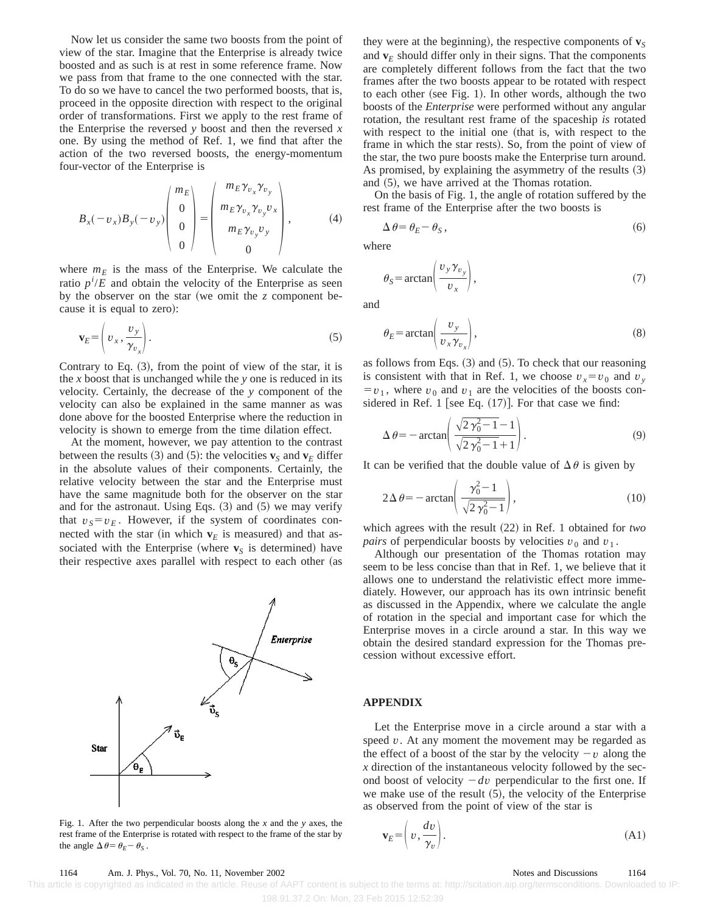Now let us consider the same two boosts from the point of view of the star. Imagine that the Enterprise is already twice boosted and as such is at rest in some reference frame. Now we pass from that frame to the one connected with the star. To do so we have to cancel the two performed boosts, that is, proceed in the opposite direction with respect to the original order of transformations. First we apply to the rest frame of the Enterprise the reversed $y$ boost and then the reversed $x$ one. By using the method of Ref. 1, we find that after the action of the two reversed boosts, the energy-momentum four-vector of the Enterprise is

$$B_x(-v_x)B_y(-v_y)\begin{pmatrix} m_E \\ 0 \\ 0 \\ 0 \end{pmatrix} = \begin{pmatrix} m_E\gamma_{v_x}\gamma_{v_y} \\ m_E\gamma_{v_x}\gamma_{v_y}v_x \\ m_E\gamma_{v_y}v_y \\ 0 \end{pmatrix}, \tag{4}$$

where $m_E$ is the mass of the Enterprise. We calculate the ratio $p^i/E$ and obtain the velocity of the Enterprise as seen by the observer on the star (we omit the $z$ component because it is equal to zero):

$$\mathbf{v}_E = \left( v_x, \frac{v_y}{\gamma_{v_x}} \right). \tag{5}$$

Contrary to Eq. (3), from the point of view of the star, it is the $x$ boost that is unchanged while the $y$ one is reduced in its velocity. Certainly, the decrease of the $y$ component of the velocity can also be explained in the same manner as was done above for the boosted Enterprise where the reduction in velocity is shown to emerge from the time dilation effect.

At the moment, however, we pay attention to the contrast between the results (3) and (5): the velocities $\mathbf{v}_S$ and $\mathbf{v}_E$ differ in the absolute values of their components. Certainly, the relative velocity between the star and the Enterprise must have the same magnitude both for the observer on the star and for the astronaut. Using Eqs. (3) and (5) we may verify that $v_S = v_E$. However, if the system of coordinates connected with the star (in which $\mathbf{v}_E$ is measured) and that associated with the Enterprise (where $\mathbf{v}_S$ is determined) have their respective axes parallel with respect to each other (as they were at the beginning), the respective components of $\mathbf{v}_S$ and $\mathbf{v}_E$ should differ only in their signs. That the components are completely different follows from the fact that the two frames after the two boosts appear to be rotated with respect to each other (see Fig. 1). In other words, although the two boosts of the *Enterprise* were performed without any angular rotation, the resultant rest frame of the spaceship *is* rotated with respect to the initial one (that is, with respect to the frame in which the star rests). So, from the point of view of the star, the two pure boosts make the Enterprise turn around. As promised, by explaining the asymmetry of the results (3) and (5), we have arrived at the Thomas rotation.

On the basis of Fig. 1, the angle of rotation suffered by the rest frame of the Enterprise after the two boosts is

$$\Delta\theta = \theta_E - \theta_S, \tag{6}$$

where

$$\theta_S = \arctan\left( \frac{v_y\gamma_{v_y}}{v_x} \right), \tag{7}$$

and

$$\theta_E = \arctan\left( \frac{v_y}{v_x\gamma_{v_x}} \right), \tag{8}$$

as follows from Eqs. (3) and (5). To check that our reasoning is consistent with that in Ref. 1, we choose $v_x = v_0$ and $v_y = v_1$, where $v_0$ and $v_1$ are the velocities of the boosts considered in Ref. 1 [see Eq. (17)]. For that case we find:

$$\Delta\theta = -\arctan\left( \frac{\sqrt{2\gamma_0^2-1}-1}{\sqrt{2\gamma_0^2-1}+1} \right). \tag{9}$$

It can be verified that the double value of $\Delta\theta$ is given by

$$2\Delta\theta = -\arctan\left( \frac{\gamma_0^2-1}{\sqrt{2\gamma_0^2-1}} \right), \tag{10}$$

which agrees with the result (22) in Ref. 1 obtained for *two pairs* of perpendicular boosts by velocities $v_0$ and $v_1$.

Although our presentation of the Thomas rotation may seem to be less concise than that in Ref. 1, we believe that it allows one to understand the relativistic effect more immediately. However, our approach has its own intrinsic benefit as discussed in the Appendix, where we calculate the angle of rotation in the special and important case for which the Enterprise moves in a circle around a star. In this way we obtain the desired standard expression for the Thomas precession without excessive effort.

Fig. 1. After the two perpendicular boosts along the $x$ and the $y$ axes, the rest frame of the Enterprise is rotated with respect to the frame of the star by the angle $\Delta\theta = \theta_E - \theta_S$.

## APPENDIX

Let the Enterprise move in a circle around a star with a speed $v$. At any moment the movement may be regarded as the effect of a boost of the star by the velocity $-v$ along the $x$ direction of the instantaneous velocity followed by the second boost of velocity $-dv$ perpendicular to the first one. If we make use of the result (5), the velocity of the Enterprise as observed from the point of view of the star is

$$\mathbf{v}_E = \left( v, \frac{dv}{\gamma_v} \right). \tag{A1}$$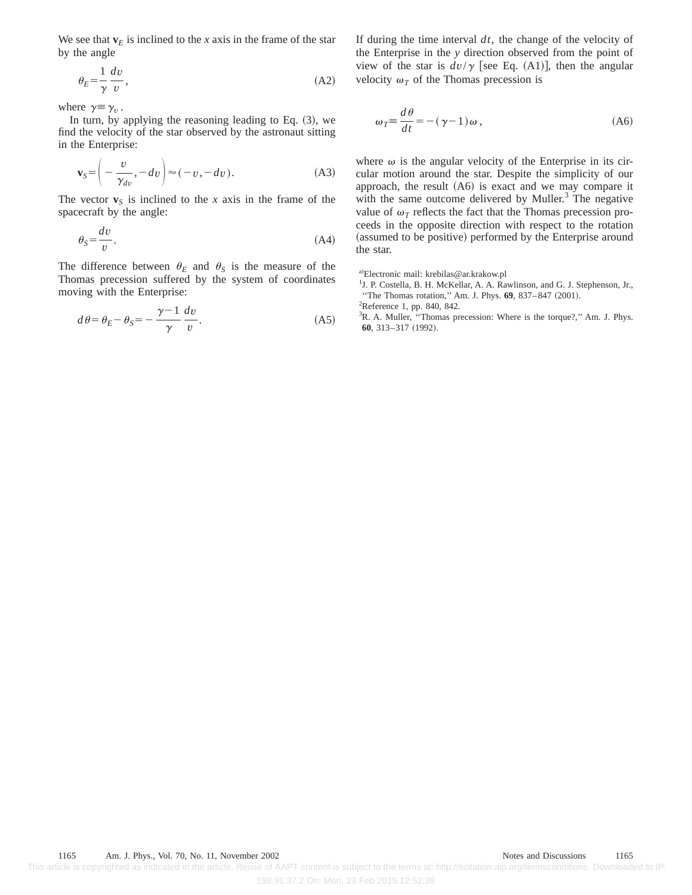We see that $\mathbf{v}_E$ is inclined to the $x$ axis in the frame of the star by the angle

$$\theta_E = \frac{1}{\gamma}\frac{dv}{v}, \tag{A2}$$

where $\gamma \equiv \gamma_v$.

In turn, by applying the reasoning leading to Eq. (3), we find the velocity of the star observed by the astronaut sitting in the Enterprise:

$$\mathbf{v}_S = \left(-\frac{v}{\gamma_{dv}}, -dv\right) \approx (-v, -dv). \tag{A3}$$

The vector $\mathbf{v}_S$ is inclined to the $x$ axis in the frame of the spacecraft by the angle:

$$\theta_S = \frac{dv}{v}. \tag{A4}$$

The difference between $\theta_E$ and $\theta_S$ is the measure of the Thomas precession suffered by the system of coordinates moving with the Enterprise:

$$d\theta = \theta_E - \theta_S = -\frac{\gamma - 1}{\gamma}\frac{dv}{v}. \tag{A5}$$

If during the time interval $dt$, the change of the velocity of the Enterprise in the $y$ direction observed from the point of view of the star is $dv/\gamma$ [see Eq. (A1)], then the angular velocity $\omega_T$ of the Thomas precession is

$$\omega_T \equiv \frac{d\theta}{dt} = -(\gamma - 1)\omega, \tag{A6}$$

where $\omega$ is the angular velocity of the Enterprise in its circular motion around the star. Despite the simplicity of our approach, the result (A6) is exact and we may compare it with the same outcome delivered by Muller.[3] The negative value of $\omega_T$ reflects the fact that the Thomas precession proceeds in the opposite direction with respect to the rotation (assumed to be positive) performed by the Enterprise around the star.

[a]Electronic mail: krebilas@ar.krakow.pl

[1]J. P. Costella, B. H. McKellar, A. A. Rawlinson, and G. J. Stephenson, Jr., ''The Thomas rotation,'' Am. J. Phys. **69**, 837–847 (2001).

[2]Reference 1, pp. 840, 842.

[3]R. A. Muller, ''Thomas precession: Where is the torque?,'' Am. J. Phys. **60**, 313–317 (1992).